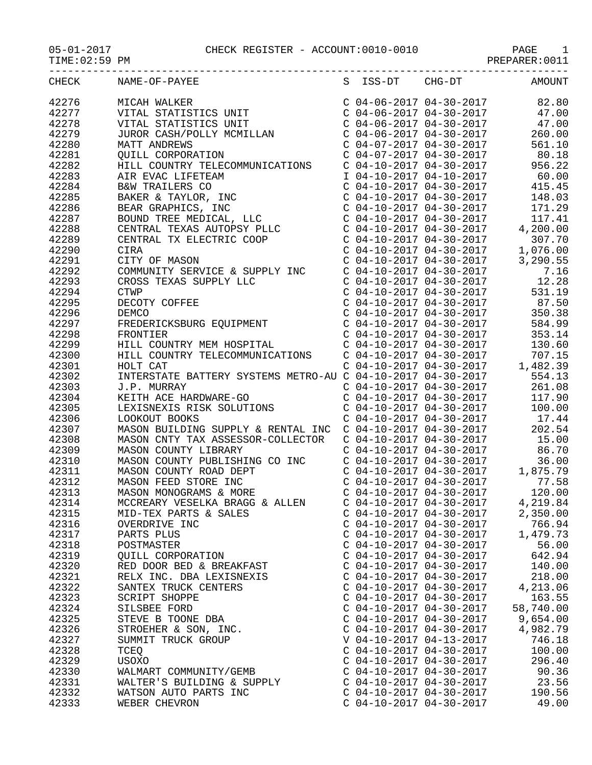05-01-2017 CHECK REGISTER - ACCOUNT:0010-0010

TIME:02:59 PM PREPARER:0011

| CHECK | NAME-OF-PAYEE | S | ISS-DT | CHG-DT | AMOUNT |
|---|---|---|---|---|---|
| 42276 | MICAH WALKER | C | 04-06-2017 | 04-30-2017 | 82.80 |
| 42277 | VITAL STATISTICS UNIT | C | 04-06-2017 | 04-30-2017 | 47.00 |
| 42278 | VITAL STATISTICS UNIT | C | 04-06-2017 | 04-30-2017 | 47.00 |
| 42279 | JUROR CASH/POLLY MCMILLAN | C | 04-06-2017 | 04-30-2017 | 260.00 |
| 42280 | MATT ANDREWS | C | 04-07-2017 | 04-30-2017 | 561.10 |
| 42281 | QUILL CORPORATION | C | 04-07-2017 | 04-30-2017 | 80.18 |
| 42282 | HILL COUNTRY TELECOMMUNICATIONS | C | 04-10-2017 | 04-30-2017 | 956.22 |
| 42283 | AIR EVAC LIFETEAM | I | 04-10-2017 | 04-10-2017 | 60.00 |
| 42284 | B&W TRAILERS CO | C | 04-10-2017 | 04-30-2017 | 415.45 |
| 42285 | BAKER & TAYLOR, INC | C | 04-10-2017 | 04-30-2017 | 148.03 |
| 42286 | BEAR GRAPHICS, INC | C | 04-10-2017 | 04-30-2017 | 171.29 |
| 42287 | BOUND TREE MEDICAL, LLC | C | 04-10-2017 | 04-30-2017 | 117.41 |
| 42288 | CENTRAL TEXAS AUTOPSY PLLC | C | 04-10-2017 | 04-30-2017 | 4,200.00 |
| 42289 | CENTRAL TX ELECTRIC COOP | C | 04-10-2017 | 04-30-2017 | 307.70 |
| 42290 | CIRA | C | 04-10-2017 | 04-30-2017 | 1,076.00 |
| 42291 | CITY OF MASON | C | 04-10-2017 | 04-30-2017 | 3,290.55 |
| 42292 | COMMUNITY SERVICE & SUPPLY INC | C | 04-10-2017 | 04-30-2017 | 7.16 |
| 42293 | CROSS TEXAS SUPPLY LLC | C | 04-10-2017 | 04-30-2017 | 12.28 |
| 42294 | CTWP | C | 04-10-2017 | 04-30-2017 | 531.19 |
| 42295 | DECOTY COFFEE | C | 04-10-2017 | 04-30-2017 | 87.50 |
| 42296 | DEMCO | C | 04-10-2017 | 04-30-2017 | 350.38 |
| 42297 | FREDERICKSBURG EQUIPMENT | C | 04-10-2017 | 04-30-2017 | 584.99 |
| 42298 | FRONTIER | C | 04-10-2017 | 04-30-2017 | 353.14 |
| 42299 | HILL COUNTRY MEM HOSPITAL | C | 04-10-2017 | 04-30-2017 | 130.60 |
| 42300 | HILL COUNTRY TELECOMMUNICATIONS | C | 04-10-2017 | 04-30-2017 | 707.15 |
| 42301 | HOLT CAT | C | 04-10-2017 | 04-30-2017 | 1,482.39 |
| 42302 | INTERSTATE BATTERY SYSTEMS METRO-AU | C | 04-10-2017 | 04-30-2017 | 554.13 |
| 42303 | J.P. MURRAY | C | 04-10-2017 | 04-30-2017 | 261.08 |
| 42304 | KEITH ACE HARDWARE-GO | C | 04-10-2017 | 04-30-2017 | 117.90 |
| 42305 | LEXISNEXIS RISK SOLUTIONS | C | 04-10-2017 | 04-30-2017 | 100.00 |
| 42306 | LOOKOUT BOOKS | C | 04-10-2017 | 04-30-2017 | 17.44 |
| 42307 | MASON BUILDING SUPPLY & RENTAL INC | C | 04-10-2017 | 04-30-2017 | 202.54 |
| 42308 | MASON CNTY TAX ASSESSOR-COLLECTOR | C | 04-10-2017 | 04-30-2017 | 15.00 |
| 42309 | MASON COUNTY LIBRARY | C | 04-10-2017 | 04-30-2017 | 86.70 |
| 42310 | MASON COUNTY PUBLISHING CO INC | C | 04-10-2017 | 04-30-2017 | 36.00 |
| 42311 | MASON COUNTY ROAD DEPT | C | 04-10-2017 | 04-30-2017 | 1,875.79 |
| 42312 | MASON FEED STORE INC | C | 04-10-2017 | 04-30-2017 | 77.58 |
| 42313 | MASON MONOGRAMS & MORE | C | 04-10-2017 | 04-30-2017 | 120.00 |
| 42314 | MCCREARY VESELKA BRAGG & ALLEN | C | 04-10-2017 | 04-30-2017 | 4,219.84 |
| 42315 | MID-TEX PARTS & SALES | C | 04-10-2017 | 04-30-2017 | 2,350.00 |
| 42316 | OVERDRIVE INC | C | 04-10-2017 | 04-30-2017 | 766.94 |
| 42317 | PARTS PLUS | C | 04-10-2017 | 04-30-2017 | 1,479.73 |
| 42318 | POSTMASTER | C | 04-10-2017 | 04-30-2017 | 56.00 |
| 42319 | QUILL CORPORATION | C | 04-10-2017 | 04-30-2017 | 642.94 |
| 42320 | RED DOOR BED & BREAKFAST | C | 04-10-2017 | 04-30-2017 | 140.00 |
| 42321 | RELX INC. DBA LEXISNEXIS | C | 04-10-2017 | 04-30-2017 | 218.00 |
| 42322 | SANTEX TRUCK CENTERS | C | 04-10-2017 | 04-30-2017 | 4,213.06 |
| 42323 | SCRIPT SHOPPE | C | 04-10-2017 | 04-30-2017 | 163.55 |
| 42324 | SILSBEE FORD | C | 04-10-2017 | 04-30-2017 | 58,740.00 |
| 42325 | STEVE B TOONE DBA | C | 04-10-2017 | 04-30-2017 | 9,654.00 |
| 42326 | STROEHER & SON, INC. | C | 04-10-2017 | 04-30-2017 | 4,982.79 |
| 42327 | SUMMIT TRUCK GROUP | V | 04-10-2017 | 04-13-2017 | 746.18 |
| 42328 | TCEQ | C | 04-10-2017 | 04-30-2017 | 100.00 |
| 42329 | USOXO | C | 04-10-2017 | 04-30-2017 | 296.40 |
| 42330 | WALMART COMMUNITY/GEMB | C | 04-10-2017 | 04-30-2017 | 90.36 |
| 42331 | WALTER'S BUILDING & SUPPLY | C | 04-10-2017 | 04-30-2017 | 23.56 |
| 42332 | WATSON AUTO PARTS INC | C | 04-10-2017 | 04-30-2017 | 190.56 |
| 42333 | WEBER CHEVRON | C | 04-10-2017 | 04-30-2017 | 49.00 |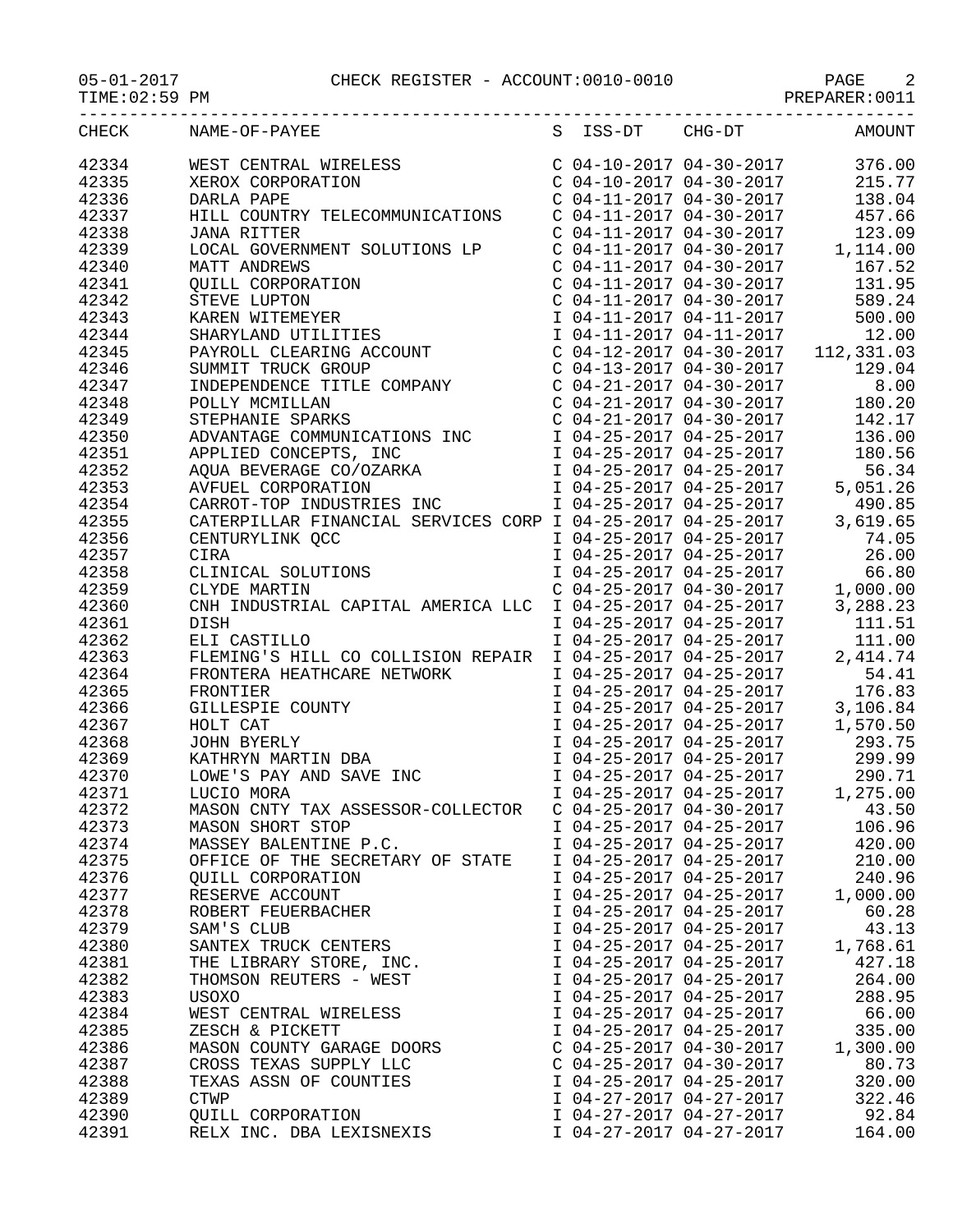05-01-2017 CHECK REGISTER - ACCOUNT:0010-0010

TIME:02:59 PM PREPARER:0011

| CHECK | NAME-OF-PAYEE | S | ISS-DT | CHG-DT | AMOUNT |
|---|---|---|---|---|---|
| 42334 | WEST CENTRAL WIRELESS | C | 04-10-2017 | 04-30-2017 | 376.00 |
| 42335 | XEROX CORPORATION | C | 04-10-2017 | 04-30-2017 | 215.77 |
| 42336 | DARLA PAPE | C | 04-11-2017 | 04-30-2017 | 138.04 |
| 42337 | HILL COUNTRY TELECOMMUNICATIONS | C | 04-11-2017 | 04-30-2017 | 457.66 |
| 42338 | JANA RITTER | C | 04-11-2017 | 04-30-2017 | 123.09 |
| 42339 | LOCAL GOVERNMENT SOLUTIONS LP | C | 04-11-2017 | 04-30-2017 | 1,114.00 |
| 42340 | MATT ANDREWS | C | 04-11-2017 | 04-30-2017 | 167.52 |
| 42341 | QUILL CORPORATION | C | 04-11-2017 | 04-30-2017 | 131.95 |
| 42342 | STEVE LUPTON | C | 04-11-2017 | 04-30-2017 | 589.24 |
| 42343 | KAREN WITEMEYER | I | 04-11-2017 | 04-11-2017 | 500.00 |
| 42344 | SHARYLAND UTILITIES | I | 04-11-2017 | 04-11-2017 | 12.00 |
| 42345 | PAYROLL CLEARING ACCOUNT | C | 04-12-2017 | 04-30-2017 | 112,331.03 |
| 42346 | SUMMIT TRUCK GROUP | C | 04-13-2017 | 04-30-2017 | 129.04 |
| 42347 | INDEPENDENCE TITLE COMPANY | C | 04-21-2017 | 04-30-2017 | 8.00 |
| 42348 | POLLY MCMILLAN | C | 04-21-2017 | 04-30-2017 | 180.20 |
| 42349 | STEPHANIE SPARKS | C | 04-21-2017 | 04-30-2017 | 142.17 |
| 42350 | ADVANTAGE COMMUNICATIONS INC | I | 04-25-2017 | 04-25-2017 | 136.00 |
| 42351 | APPLIED CONCEPTS, INC | I | 04-25-2017 | 04-25-2017 | 180.56 |
| 42352 | AQUA BEVERAGE CO/OZARKA | I | 04-25-2017 | 04-25-2017 | 56.34 |
| 42353 | AVFUEL CORPORATION | I | 04-25-2017 | 04-25-2017 | 5,051.26 |
| 42354 | CARROT-TOP INDUSTRIES INC | I | 04-25-2017 | 04-25-2017 | 490.85 |
| 42355 | CATERPILLAR FINANCIAL SERVICES CORP | I | 04-25-2017 | 04-25-2017 | 3,619.65 |
| 42356 | CENTURYLINK QCC | I | 04-25-2017 | 04-25-2017 | 74.05 |
| 42357 | CIRA | I | 04-25-2017 | 04-25-2017 | 26.00 |
| 42358 | CLINICAL SOLUTIONS | I | 04-25-2017 | 04-25-2017 | 66.80 |
| 42359 | CLYDE MARTIN | C | 04-25-2017 | 04-30-2017 | 1,000.00 |
| 42360 | CNH INDUSTRIAL CAPITAL AMERICA LLC | I | 04-25-2017 | 04-25-2017 | 3,288.23 |
| 42361 | DISH | I | 04-25-2017 | 04-25-2017 | 111.51 |
| 42362 | ELI CASTILLO | I | 04-25-2017 | 04-25-2017 | 111.00 |
| 42363 | FLEMING'S HILL CO COLLISION REPAIR | I | 04-25-2017 | 04-25-2017 | 2,414.74 |
| 42364 | FRONTERA HEATHCARE NETWORK | I | 04-25-2017 | 04-25-2017 | 54.41 |
| 42365 | FRONTIER | I | 04-25-2017 | 04-25-2017 | 176.83 |
| 42366 | GILLESPIE COUNTY | I | 04-25-2017 | 04-25-2017 | 3,106.84 |
| 42367 | HOLT CAT | I | 04-25-2017 | 04-25-2017 | 1,570.50 |
| 42368 | JOHN BYERLY | I | 04-25-2017 | 04-25-2017 | 293.75 |
| 42369 | KATHRYN MARTIN DBA | I | 04-25-2017 | 04-25-2017 | 299.99 |
| 42370 | LOWE'S PAY AND SAVE INC | I | 04-25-2017 | 04-25-2017 | 290.71 |
| 42371 | LUCIO MORA | I | 04-25-2017 | 04-25-2017 | 1,275.00 |
| 42372 | MASON CNTY TAX ASSESSOR-COLLECTOR | C | 04-25-2017 | 04-30-2017 | 43.50 |
| 42373 | MASON SHORT STOP | I | 04-25-2017 | 04-25-2017 | 106.96 |
| 42374 | MASSEY BALENTINE P.C. | I | 04-25-2017 | 04-25-2017 | 420.00 |
| 42375 | OFFICE OF THE SECRETARY OF STATE | I | 04-25-2017 | 04-25-2017 | 210.00 |
| 42376 | QUILL CORPORATION | I | 04-25-2017 | 04-25-2017 | 240.96 |
| 42377 | RESERVE ACCOUNT | I | 04-25-2017 | 04-25-2017 | 1,000.00 |
| 42378 | ROBERT FEUERBACHER | I | 04-25-2017 | 04-25-2017 | 60.28 |
| 42379 | SAM'S CLUB | I | 04-25-2017 | 04-25-2017 | 43.13 |
| 42380 | SANTEX TRUCK CENTERS | I | 04-25-2017 | 04-25-2017 | 1,768.61 |
| 42381 | THE LIBRARY STORE, INC. | I | 04-25-2017 | 04-25-2017 | 427.18 |
| 42382 | THOMSON REUTERS - WEST | I | 04-25-2017 | 04-25-2017 | 264.00 |
| 42383 | USOXO | I | 04-25-2017 | 04-25-2017 | 288.95 |
| 42384 | WEST CENTRAL WIRELESS | I | 04-25-2017 | 04-25-2017 | 66.00 |
| 42385 | ZESCH & PICKETT | I | 04-25-2017 | 04-25-2017 | 335.00 |
| 42386 | MASON COUNTY GARAGE DOORS | C | 04-25-2017 | 04-30-2017 | 1,300.00 |
| 42387 | CROSS TEXAS SUPPLY LLC | C | 04-25-2017 | 04-30-2017 | 80.73 |
| 42388 | TEXAS ASSN OF COUNTIES | I | 04-25-2017 | 04-25-2017 | 320.00 |
| 42389 | CTWP | I | 04-27-2017 | 04-27-2017 | 322.46 |
| 42390 | QUILL CORPORATION | I | 04-27-2017 | 04-27-2017 | 92.84 |
| 42391 | RELX INC. DBA LEXISNEXIS | I | 04-27-2017 | 04-27-2017 | 164.00 |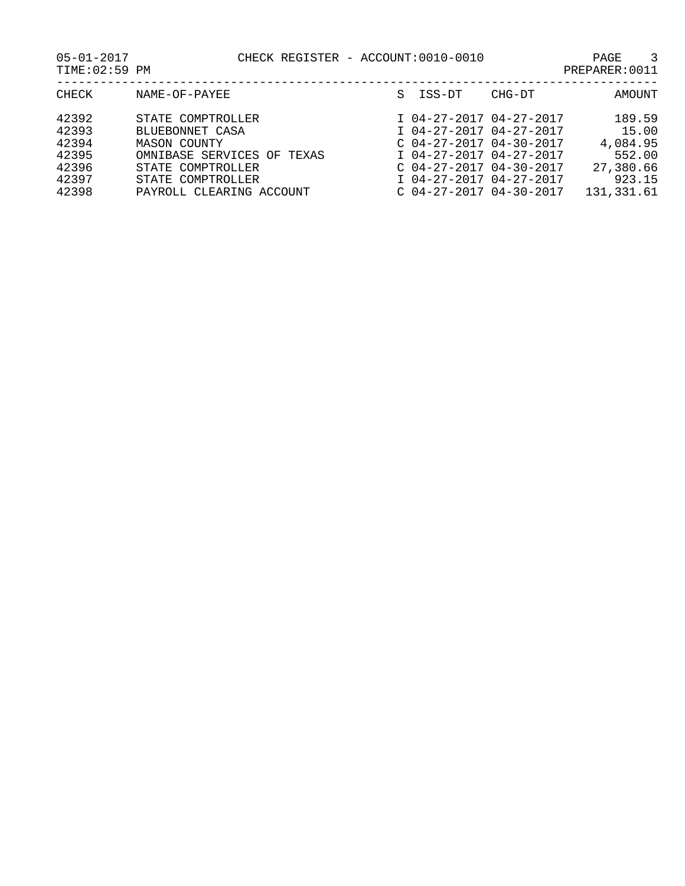CHECK REGISTER - ACCOUNT:0010-0010

05-01-2017
TIME:02:59 PM
PREPARER:0011

| CHECK | NAME-OF-PAYEE | S | ISS-DT | CHG-DT | AMOUNT |
|---|---|---|---|---|---|
| 42392 | STATE COMPTROLLER | I | 04-27-2017 | 04-27-2017 | 189.59 |
| 42393 | BLUEBONNET CASA | I | 04-27-2017 | 04-27-2017 | 15.00 |
| 42394 | MASON COUNTY | C | 04-27-2017 | 04-30-2017 | 4,084.95 |
| 42395 | OMNIBASE SERVICES OF TEXAS | I | 04-27-2017 | 04-27-2017 | 552.00 |
| 42396 | STATE COMPTROLLER | C | 04-27-2017 | 04-30-2017 | 27,380.66 |
| 42397 | STATE COMPTROLLER | I | 04-27-2017 | 04-27-2017 | 923.15 |
| 42398 | PAYROLL CLEARING ACCOUNT | C | 04-27-2017 | 04-30-2017 | 131,331.61 |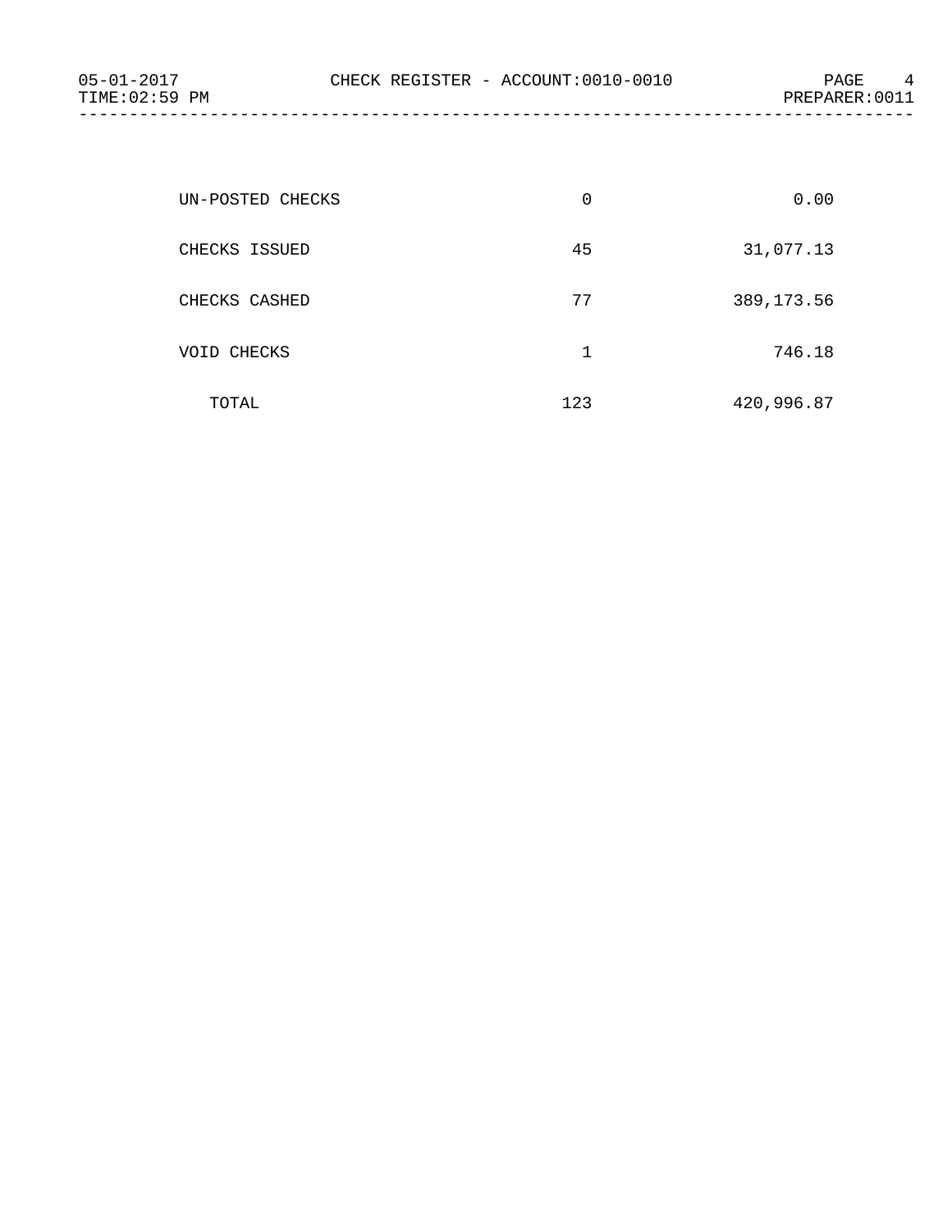05-01-2017 CHECK REGISTER - ACCOUNT:0010-0010

TIME:02:59 PM PREPARER:0011

| | | |
|---|---|---|
| UN-POSTED CHECKS | 0 | 0.00 |
| CHECKS ISSUED | 45 | 31,077.13 |
| CHECKS CASHED | 77 | 389,173.56 |
| VOID CHECKS | 1 | 746.18 |
| TOTAL | 123 | 420,996.87 |